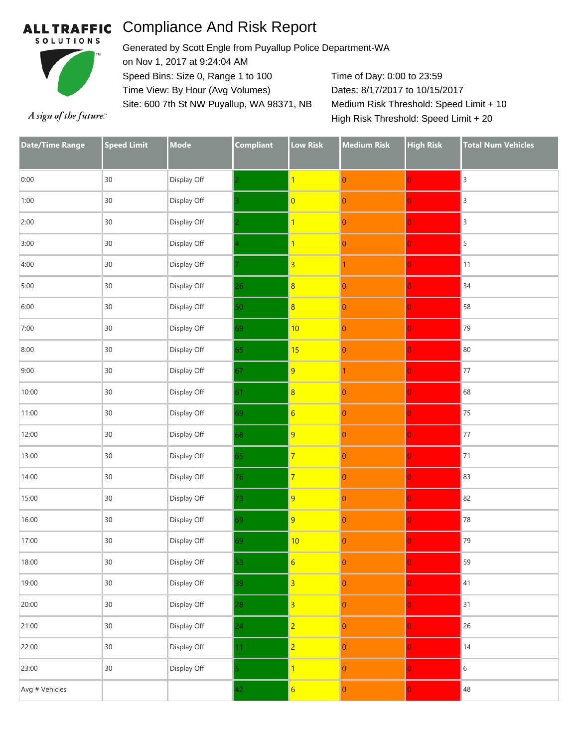ALL TRAFFIC SOLUTIONS

A sign of the future.

# Compliance And Risk Report

Generated by Scott Engle from Puyallup Police Department-WA
on Nov 1, 2017 at 9:24:04 AM
Speed Bins: Size 0, Range 1 to 100
Time View: By Hour (Avg Volumes)
Site: 600 7th St NW Puyallup, WA 98371, NB

Time of Day: 0:00 to 23:59
Dates: 8/17/2017 to 10/15/2017
Medium Risk Threshold: Speed Limit + 10
High Risk Threshold: Speed Limit + 20

| Date/Time Range | Speed Limit | Mode | Compliant | Low Risk | Medium Risk | High Risk | Total Num Vehicles |
|---|---|---|---|---|---|---|---|
| 0:00 | 30 | Display Off | 2 | 1 | 0 | 0 | 3 |
| 1:00 | 30 | Display Off | 3 | 0 | 0 | 0 | 3 |
| 2:00 | 30 | Display Off | 2 | 1 | 0 | 0 | 3 |
| 3:00 | 30 | Display Off | 4 | 1 | 0 | 0 | 5 |
| 4:00 | 30 | Display Off | 7 | 3 | 1 | 0 | 11 |
| 5:00 | 30 | Display Off | 26 | 8 | 0 | 0 | 34 |
| 6:00 | 30 | Display Off | 50 | 8 | 0 | 0 | 58 |
| 7:00 | 30 | Display Off | 69 | 10 | 0 | 0 | 79 |
| 8:00 | 30 | Display Off | 65 | 15 | 0 | 0 | 80 |
| 9:00 | 30 | Display Off | 67 | 9 | 1 | 0 | 77 |
| 10:00 | 30 | Display Off | 61 | 8 | 0 | 0 | 68 |
| 11:00 | 30 | Display Off | 69 | 6 | 0 | 0 | 75 |
| 12:00 | 30 | Display Off | 68 | 9 | 0 | 0 | 77 |
| 13:00 | 30 | Display Off | 65 | 7 | 0 | 0 | 71 |
| 14:00 | 30 | Display Off | 76 | 7 | 0 | 0 | 83 |
| 15:00 | 30 | Display Off | 73 | 9 | 0 | 0 | 82 |
| 16:00 | 30 | Display Off | 69 | 9 | 0 | 0 | 78 |
| 17:00 | 30 | Display Off | 69 | 10 | 0 | 0 | 79 |
| 18:00 | 30 | Display Off | 53 | 6 | 0 | 0 | 59 |
| 19:00 | 30 | Display Off | 39 | 3 | 0 | 0 | 41 |
| 20:00 | 30 | Display Off | 28 | 3 | 0 | 0 | 31 |
| 21:00 | 30 | Display Off | 24 | 2 | 0 | 0 | 26 |
| 22:00 | 30 | Display Off | 11 | 2 | 0 | 0 | 14 |
| 23:00 | 30 | Display Off | 5 | 1 | 0 | 0 | 6 |
| Avg # Vehicles | | | 42 | 6 | 0 | 0 | 48 |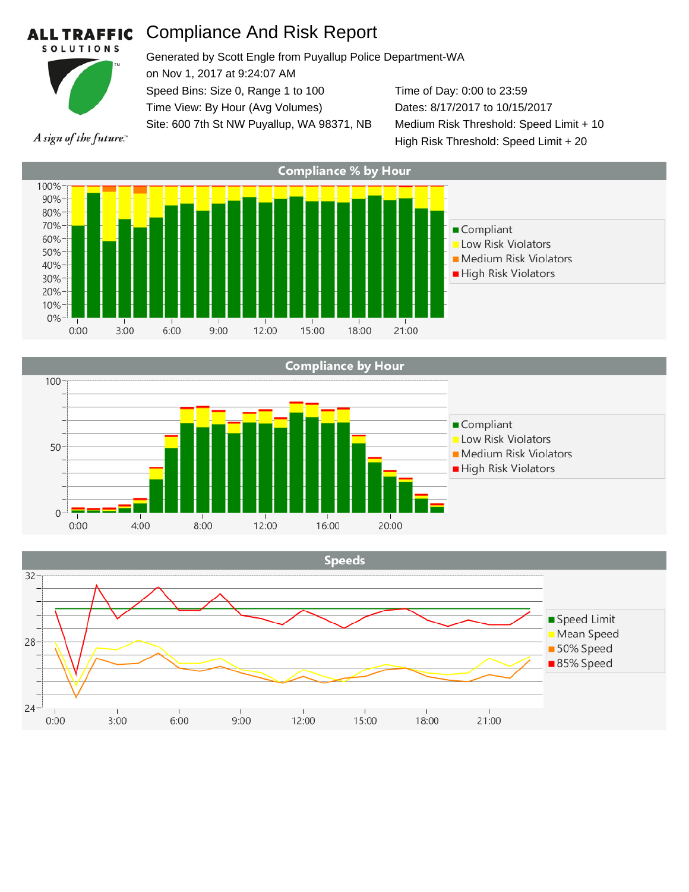**ALL TRAFFIC SOLUTIONS**

*A sign of the future.*

# Compliance And Risk Report

Generated by Scott Engle from Puyallup Police Department-WA
on Nov 1, 2017 at 9:24:07 AM

Speed Bins: Size 0, Range 1 to 100
Time View: By Hour (Avg Volumes)
Site: 600 7th St NW Puyallup, WA 98371, NB

Time of Day: 0:00 to 23:59
Dates: 8/17/2017 to 10/15/2017
Medium Risk Threshold: Speed Limit + 10
High Risk Threshold: Speed Limit + 20

## Compliance % by Hour

100%
90%
80%
70%
60%
50%
40%
30%
20%
10%
0%

0:00 3:00 6:00 9:00 12:00 15:00 18:00 21:00

Compliant
Low Risk Violators
Medium Risk Violators
High Risk Violators

## Compliance by Hour

100
50
0

0:00 4:00 8:00 12:00 16:00 20:00

Compliant
Low Risk Violators
Medium Risk Violators
High Risk Violators

## Speeds

32
28
24

0:00 3:00 6:00 9:00 12:00 15:00 18:00 21:00

Speed Limit
Mean Speed
50% Speed
85% Speed